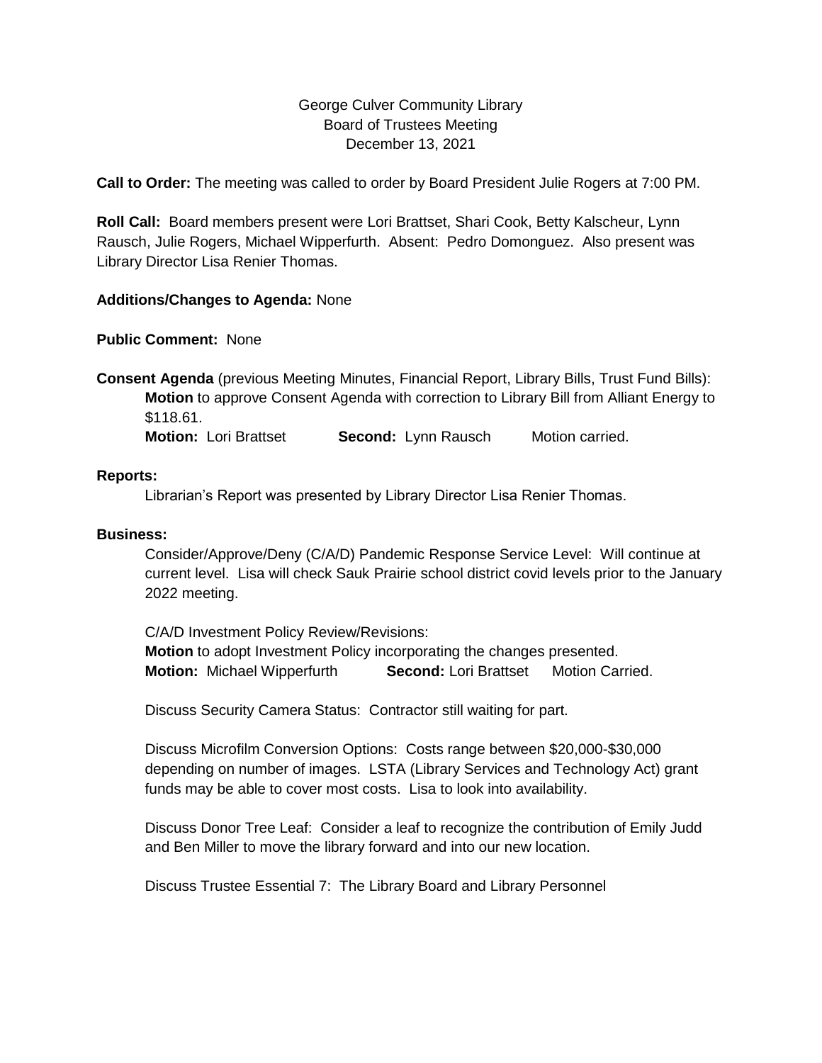George Culver Community Library
Board of Trustees Meeting
December 13, 2021

**Call to Order:** The meeting was called to order by Board President Julie Rogers at 7:00 PM.

**Roll Call:** Board members present were Lori Brattset, Shari Cook, Betty Kalscheur, Lynn Rausch, Julie Rogers, Michael Wipperfurth. Absent: Pedro Domonguez. Also present was Library Director Lisa Renier Thomas.

**Additions/Changes to Agenda:** None

**Public Comment:** None

**Consent Agenda** (previous Meeting Minutes, Financial Report, Library Bills, Trust Fund Bills):

**Motion** to approve Consent Agenda with correction to Library Bill from Alliant Energy to $118.61.

**Motion:** Lori Brattset **Second:** Lynn Rausch Motion carried.

**Reports:**

Librarian's Report was presented by Library Director Lisa Renier Thomas.

**Business:**

Consider/Approve/Deny (C/A/D) Pandemic Response Service Level: Will continue at current level. Lisa will check Sauk Prairie school district covid levels prior to the January 2022 meeting.

C/A/D Investment Policy Review/Revisions:

**Motion** to adopt Investment Policy incorporating the changes presented.

**Motion:** Michael Wipperfurth **Second:** Lori Brattset Motion Carried.

Discuss Security Camera Status: Contractor still waiting for part.

Discuss Microfilm Conversion Options: Costs range between $20,000-$30,000 depending on number of images. LSTA (Library Services and Technology Act) grant funds may be able to cover most costs. Lisa to look into availability.

Discuss Donor Tree Leaf: Consider a leaf to recognize the contribution of Emily Judd and Ben Miller to move the library forward and into our new location.

Discuss Trustee Essential 7: The Library Board and Library Personnel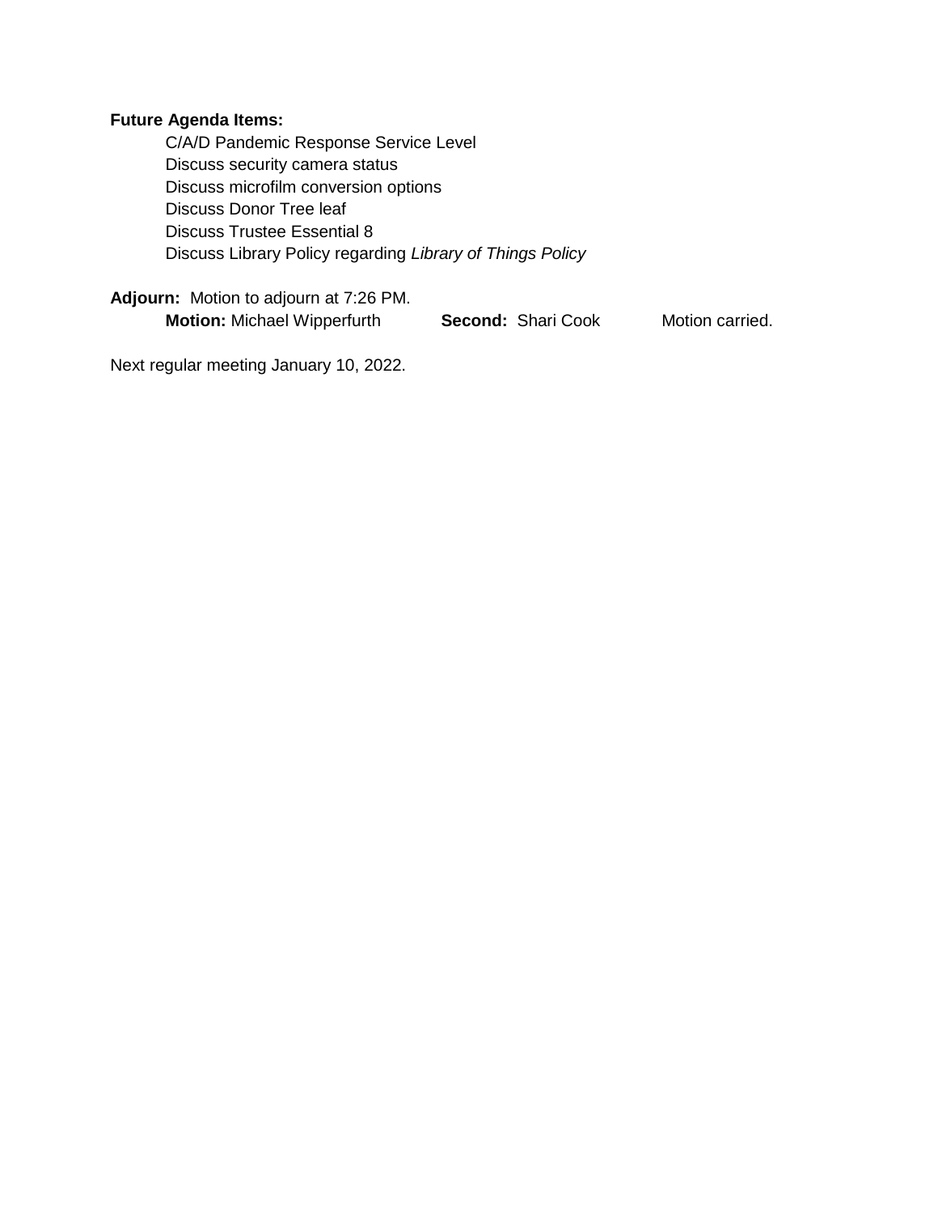**Future Agenda Items:**

C/A/D Pandemic Response Service Level
Discuss security camera status
Discuss microfilm conversion options
Discuss Donor Tree leaf
Discuss Trustee Essential 8
Discuss Library Policy regarding *Library of Things Policy*

**Adjourn:** Motion to adjourn at 7:26 PM.
**Motion:** Michael Wipperfurth **Second:** Shari Cook Motion carried.

Next regular meeting January 10, 2022.